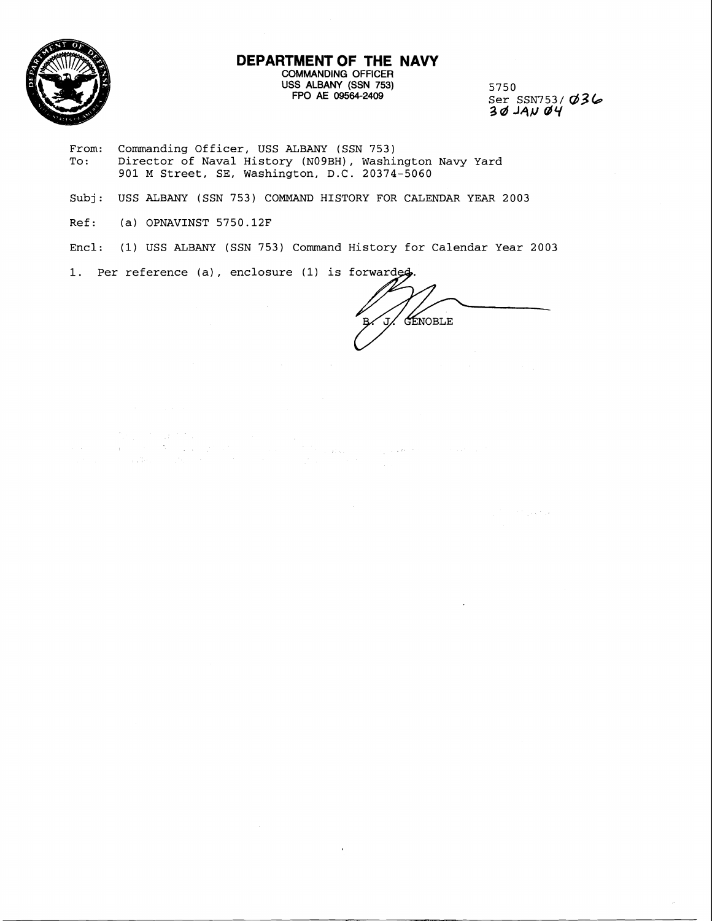# DEPARTMENT OF THE NAVY

COMMANDING OFFICER
USS ALBANY (SSN 753)
FPO AE 09564-2409

5750
Ser SSN753/ 036
30 JAN 04

From: Commanding Officer, USS ALBANY (SSN 753)
To: Director of Naval History (N09BH), Washington Navy Yard
901 M Street, SE, Washington, D.C. 20374-5060

Subj: USS ALBANY (SSN 753) COMMAND HISTORY FOR CALENDAR YEAR 2003

Ref: (a) OPNAVINST 5750.12F

Encl: (1) USS ALBANY (SSN 753) Command History for Calendar Year 2003

1. Per reference (a), enclosure (1) is forwarded.

B. J. GENOBLE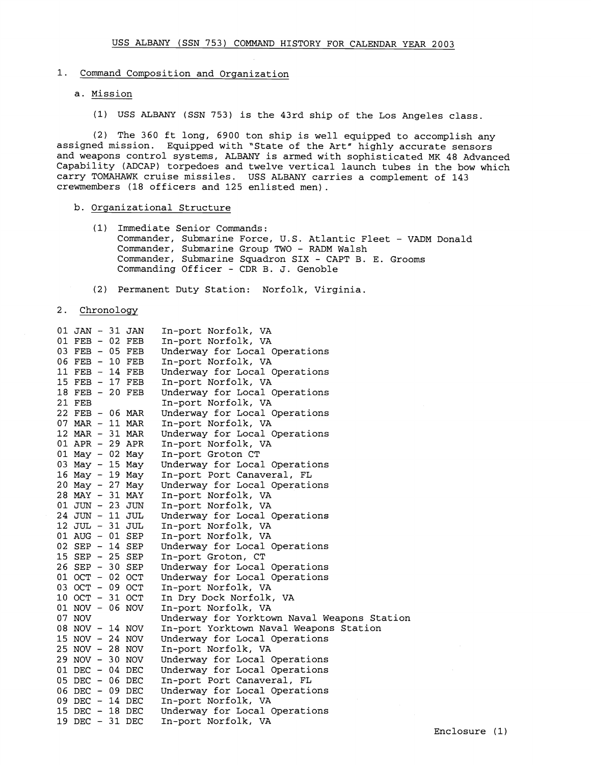# USS ALBANY (SSN 753) COMMAND HISTORY FOR CALENDAR YEAR 2003

1. Command Composition and Organization

   a. Mission

      (1) USS ALBANY (SSN 753) is the 43rd ship of the Los Angeles class.

      (2) The 360 ft long, 6900 ton ship is well equipped to accomplish any assigned mission. Equipped with "State of the Art" highly accurate sensors and weapons control systems, ALBANY is armed with sophisticated MK 48 Advanced Capability (ADCAP) torpedoes and twelve vertical launch tubes in the bow which carry TOMAHAWK cruise missiles. USS ALBANY carries a complement of 143 crewmembers (18 officers and 125 enlisted men).

   b. Organizational Structure

      (1) Immediate Senior Commands:
      Commander, Submarine Force, U.S. Atlantic Fleet - VADM Donald
      Commander, Submarine Group TWO - RADM Walsh
      Commander, Submarine Squadron SIX - CAPT B. E. Grooms
      Commanding Officer - CDR B. J. Genoble

      (2) Permanent Duty Station: Norfolk, Virginia.

2. Chronology

| | |
|---|---|
| 01 JAN - 31 JAN | In-port Norfolk, VA |
| 01 FEB - 02 FEB | In-port Norfolk, VA |
| 03 FEB - 05 FEB | Underway for Local Operations |
| 06 FEB - 10 FEB | In-port Norfolk, VA |
| 11 FEB - 14 FEB | Underway for Local Operations |
| 15 FEB - 17 FEB | In-port Norfolk, VA |
| 18 FEB - 20 FEB | Underway for Local Operations |
| 21 FEB | In-port Norfolk, VA |
| 22 FEB - 06 MAR | Underway for Local Operations |
| 07 MAR - 11 MAR | In-port Norfolk, VA |
| 12 MAR - 31 MAR | Underway for Local Operations |
| 01 APR - 29 APR | In-port Norfolk, VA |
| 01 May - 02 May | In-port Groton CT |
| 03 May - 15 May | Underway for Local Operations |
| 16 May - 19 May | In-port Port Canaveral, FL |
| 20 May - 27 May | Underway for Local Operations |
| 28 MAY - 31 MAY | In-port Norfolk, VA |
| 01 JUN - 23 JUN | In-port Norfolk, VA |
| 24 JUN - 11 JUL | Underway for Local Operations |
| 12 JUL - 31 JUL | In-port Norfolk, VA |
| 01 AUG - 01 SEP | In-port Norfolk, VA |
| 02 SEP - 14 SEP | Underway for Local Operations |
| 15 SEP - 25 SEP | In-port Groton, CT |
| 26 SEP - 30 SEP | Underway for Local Operations |
| 01 OCT - 02 OCT | Underway for Local Operations |
| 03 OCT - 09 OCT | In-port Norfolk, VA |
| 10 OCT - 31 OCT | In Dry Dock Norfolk, VA |
| 01 NOV - 06 NOV | In-port Norfolk, VA |
| 07 NOV | Underway for Yorktown Naval Weapons Station |
| 08 NOV - 14 NOV | In-port Yorktown Naval Weapons Station |
| 15 NOV - 24 NOV | Underway for Local Operations |
| 25 NOV - 28 NOV | In-port Norfolk, VA |
| 29 NOV - 30 NOV | Underway for Local Operations |
| 01 DEC - 04 DEC | Underway for Local Operations |
| 05 DEC - 06 DEC | In-port Port Canaveral, FL |
| 06 DEC - 09 DEC | Underway for Local Operations |
| 09 DEC - 14 DEC | In-port Norfolk, VA |
| 15 DEC - 18 DEC | Underway for Local Operations |
| 19 DEC - 31 DEC | In-port Norfolk, VA |

Enclosure (1)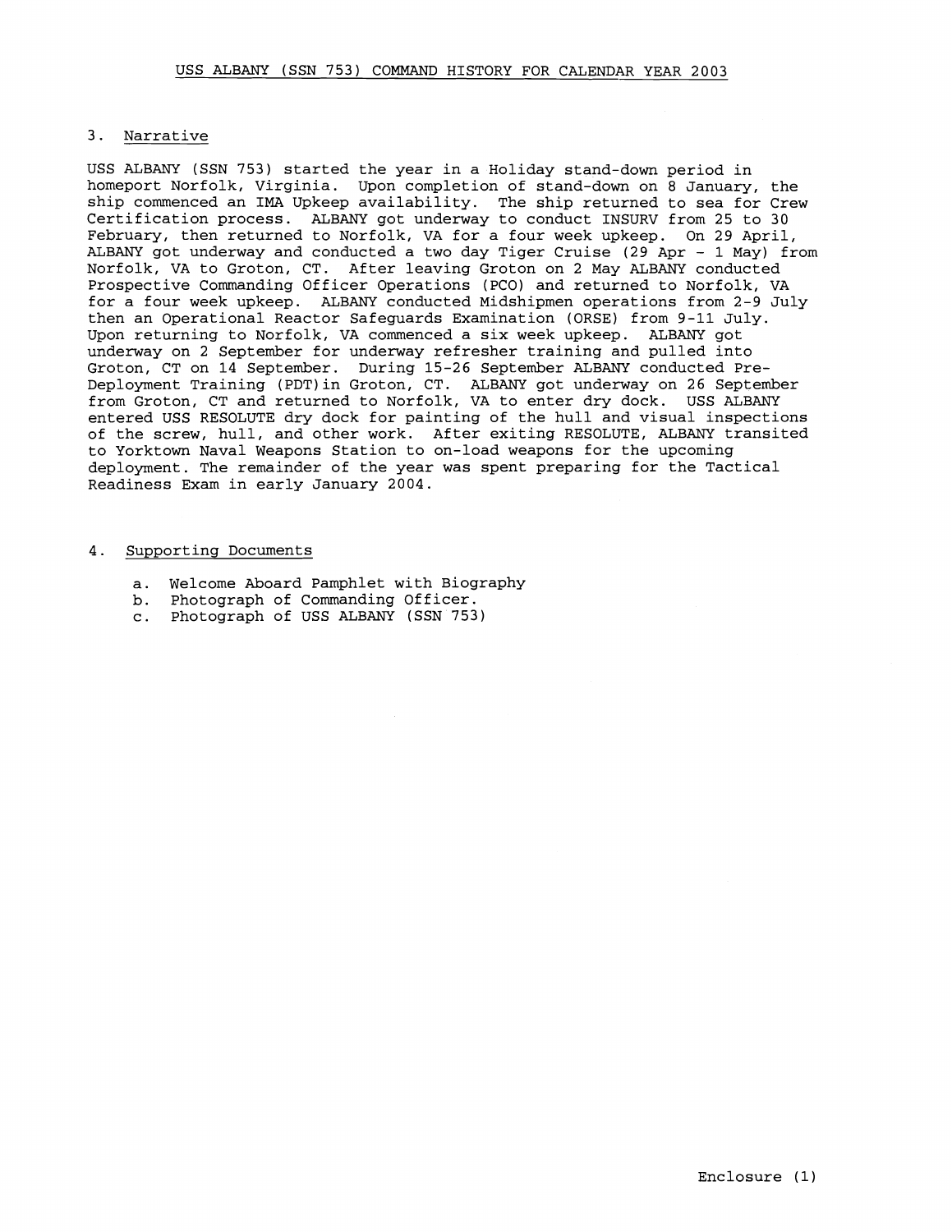USS ALBANY (SSN 753) COMMAND HISTORY FOR CALENDAR YEAR 2003

## 3. Narrative

USS ALBANY (SSN 753) started the year in a Holiday stand-down period in homeport Norfolk, Virginia. Upon completion of stand-down on 8 January, the ship commenced an IMA Upkeep availability. The ship returned to sea for Crew Certification process. ALBANY got underway to conduct INSURV from 25 to 30 February, then returned to Norfolk, VA for a four week upkeep. On 29 April, ALBANY got underway and conducted a two day Tiger Cruise (29 Apr - 1 May) from Norfolk, VA to Groton, CT. After leaving Groton on 2 May ALBANY conducted Prospective Commanding Officer Operations (PCO) and returned to Norfolk, VA for a four week upkeep. ALBANY conducted Midshipmen operations from 2-9 July then an Operational Reactor Safeguards Examination (ORSE) from 9-11 July. Upon returning to Norfolk, VA commenced a six week upkeep. ALBANY got underway on 2 September for underway refresher training and pulled into Groton, CT on 14 September. During 15-26 September ALBANY conducted Pre-Deployment Training (PDT)in Groton, CT. ALBANY got underway on 26 September from Groton, CT and returned to Norfolk, VA to enter dry dock. USS ALBANY entered USS RESOLUTE dry dock for painting of the hull and visual inspections of the screw, hull, and other work. After exiting RESOLUTE, ALBANY transited to Yorktown Naval Weapons Station to on-load weapons for the upcoming deployment. The remainder of the year was spent preparing for the Tactical Readiness Exam in early January 2004.

## 4. Supporting Documents

a. Welcome Aboard Pamphlet with Biography
b. Photograph of Commanding Officer.
c. Photograph of USS ALBANY (SSN 753)

Enclosure (1)